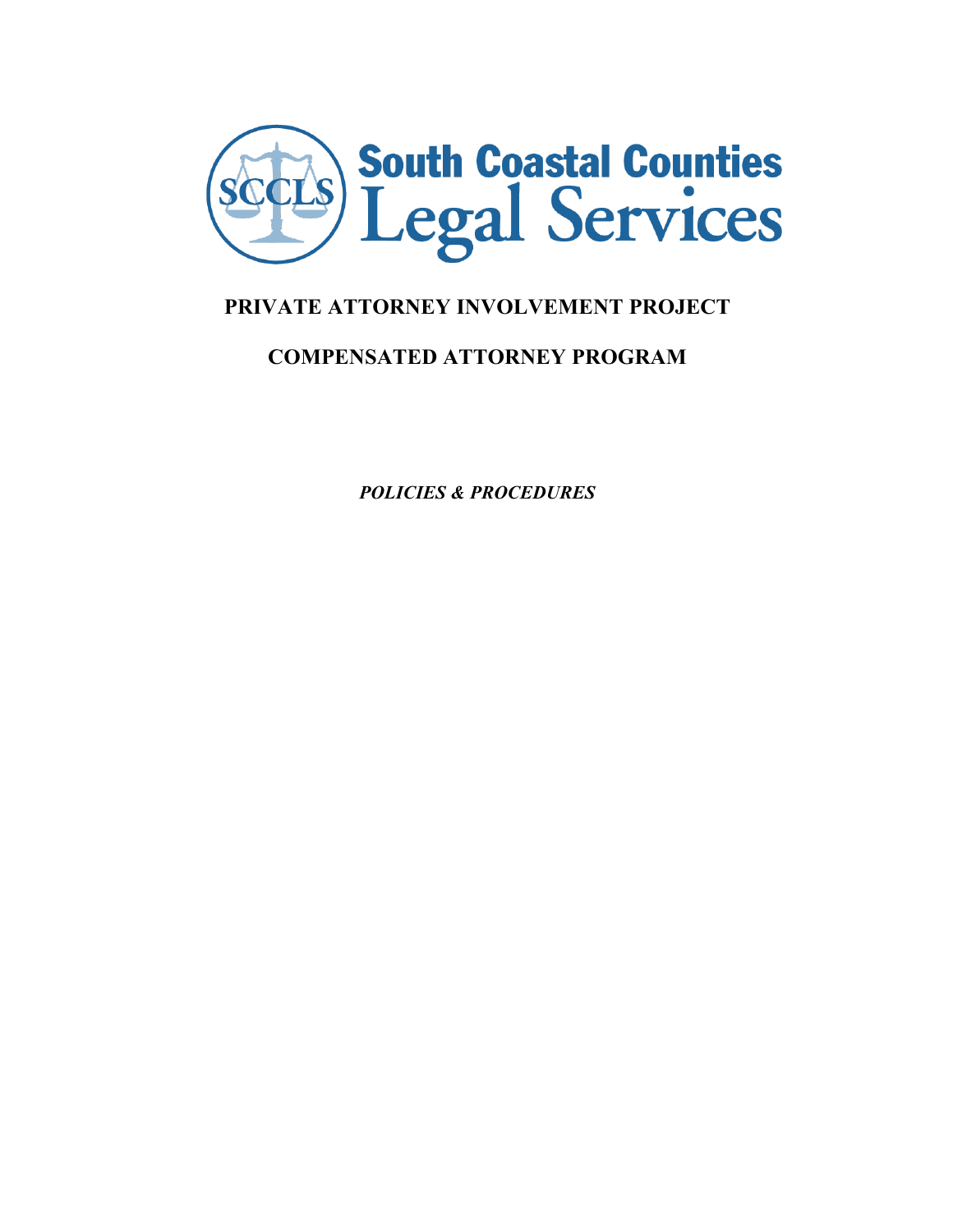South Coastal Counties Legal Services

# PRIVATE ATTORNEY INVOLVEMENT PROJECT

# COMPENSATED ATTORNEY PROGRAM

***POLICIES & PROCEDURES***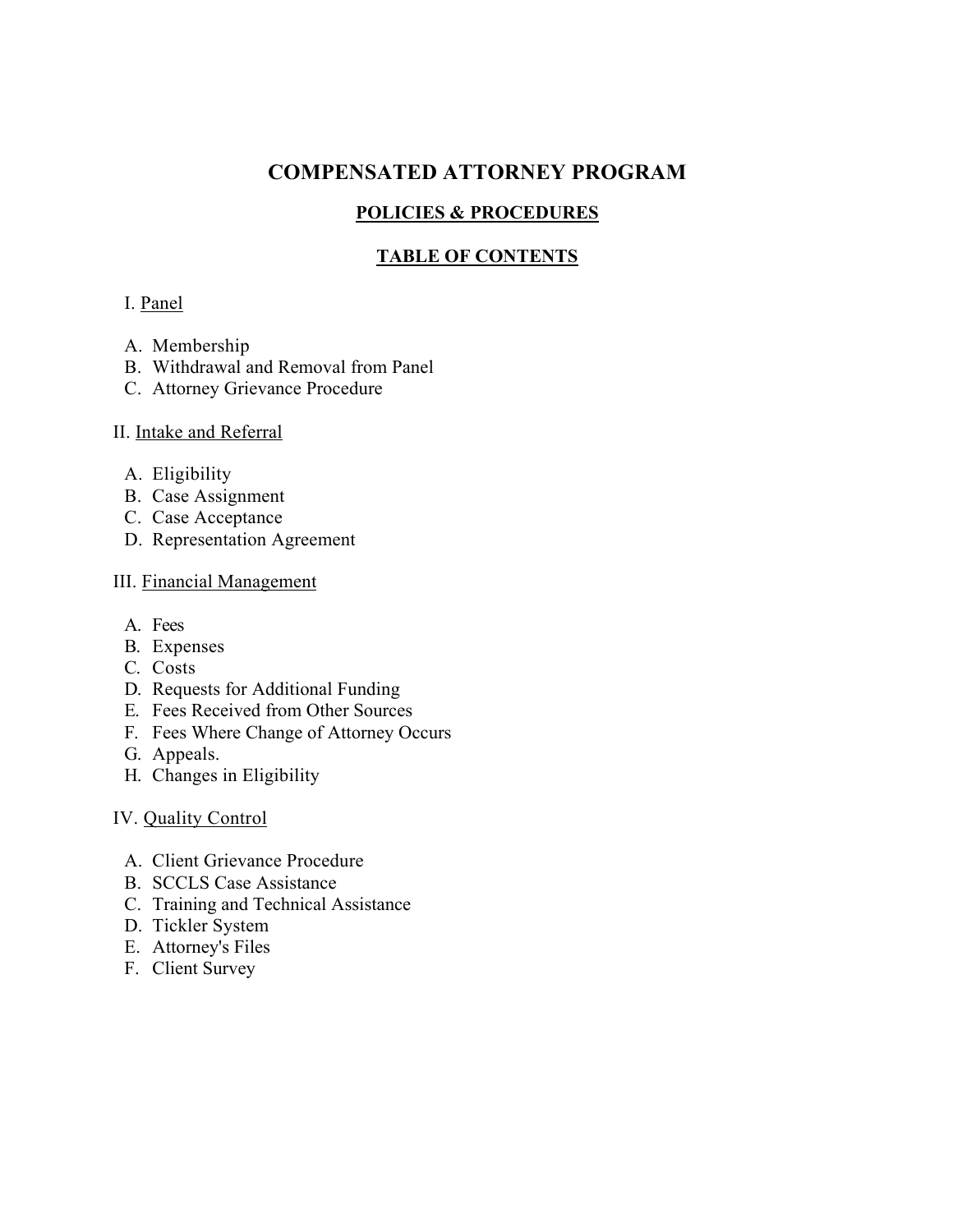# COMPENSATED ATTORNEY PROGRAM

## POLICIES & PROCEDURES

## TABLE OF CONTENTS

I. Panel

A. Membership
B. Withdrawal and Removal from Panel
C. Attorney Grievance Procedure

II. Intake and Referral

A. Eligibility
B. Case Assignment
C. Case Acceptance
D. Representation Agreement

III. Financial Management

A. Fees
B. Expenses
C. Costs
D. Requests for Additional Funding
E. Fees Received from Other Sources
F. Fees Where Change of Attorney Occurs
G. Appeals.
H. Changes in Eligibility

IV. Quality Control

A. Client Grievance Procedure
B. SCCLS Case Assistance
C. Training and Technical Assistance
D. Tickler System
E. Attorney's Files
F. Client Survey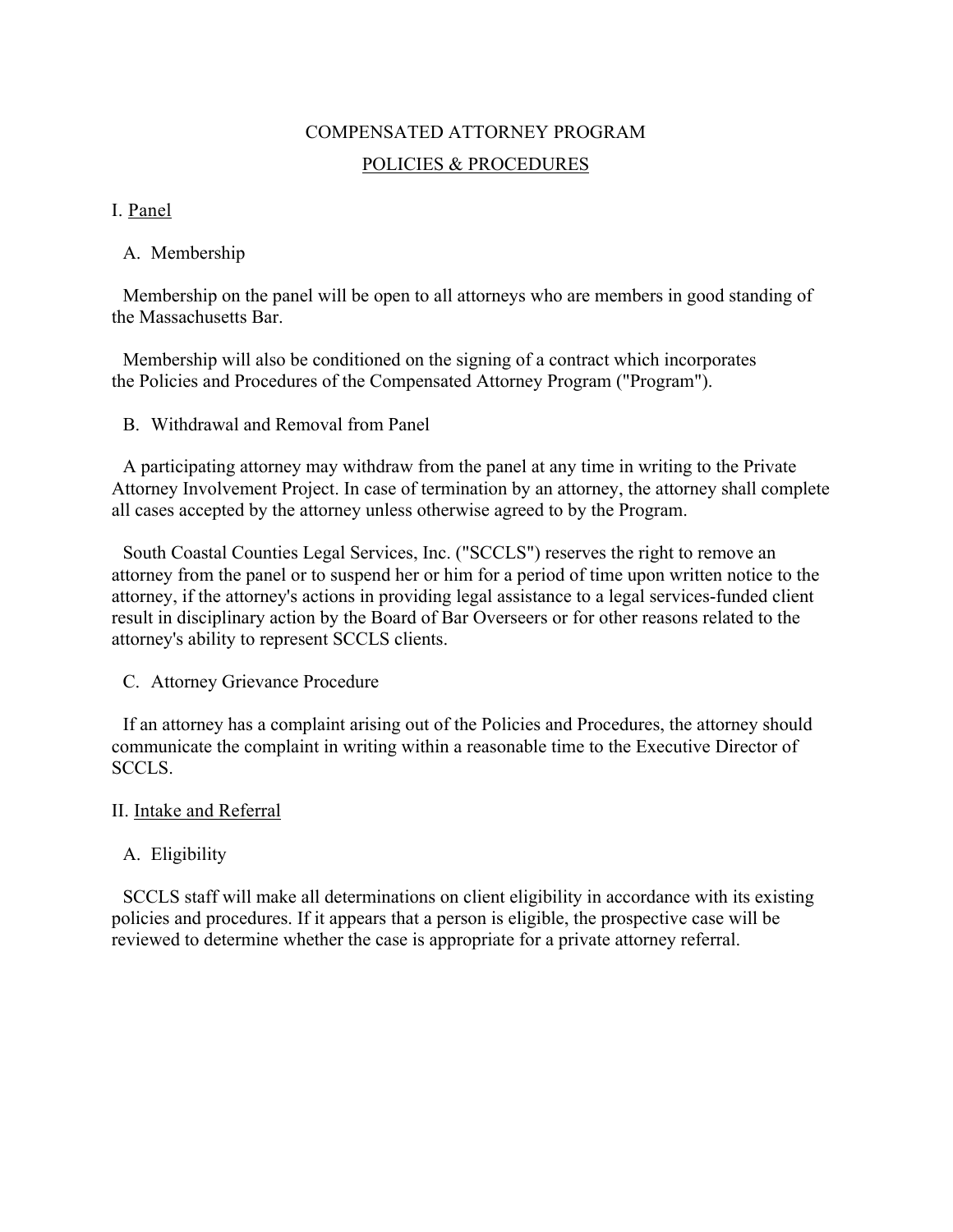# COMPENSATED ATTORNEY PROGRAM

## POLICIES & PROCEDURES

### I. Panel

#### A. Membership

Membership on the panel will be open to all attorneys who are members in good standing of the Massachusetts Bar.

Membership will also be conditioned on the signing of a contract which incorporates the Policies and Procedures of the Compensated Attorney Program ("Program").

#### B. Withdrawal and Removal from Panel

A participating attorney may withdraw from the panel at any time in writing to the Private Attorney Involvement Project. In case of termination by an attorney, the attorney shall complete all cases accepted by the attorney unless otherwise agreed to by the Program.

South Coastal Counties Legal Services, Inc. ("SCCLS") reserves the right to remove an attorney from the panel or to suspend her or him for a period of time upon written notice to the attorney, if the attorney's actions in providing legal assistance to a legal services-funded client result in disciplinary action by the Board of Bar Overseers or for other reasons related to the attorney's ability to represent SCCLS clients.

#### C. Attorney Grievance Procedure

If an attorney has a complaint arising out of the Policies and Procedures, the attorney should communicate the complaint in writing within a reasonable time to the Executive Director of SCCLS.

### II. Intake and Referral

#### A. Eligibility

SCCLS staff will make all determinations on client eligibility in accordance with its existing policies and procedures. If it appears that a person is eligible, the prospective case will be reviewed to determine whether the case is appropriate for a private attorney referral.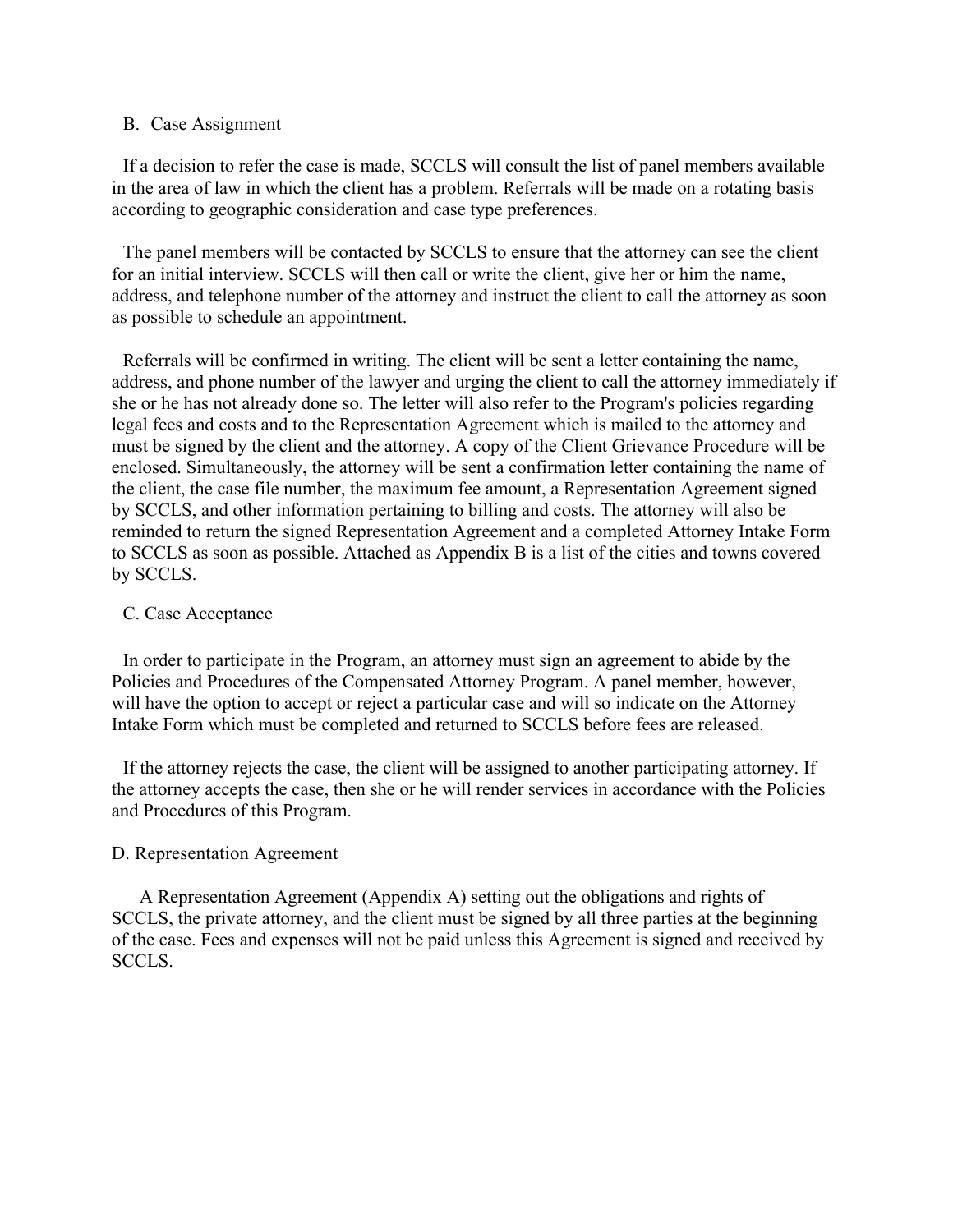### B. Case Assignment

If a decision to refer the case is made, SCCLS will consult the list of panel members available in the area of law in which the client has a problem. Referrals will be made on a rotating basis according to geographic consideration and case type preferences.

The panel members will be contacted by SCCLS to ensure that the attorney can see the client for an initial interview. SCCLS will then call or write the client, give her or him the name, address, and telephone number of the attorney and instruct the client to call the attorney as soon as possible to schedule an appointment.

Referrals will be confirmed in writing. The client will be sent a letter containing the name, address, and phone number of the lawyer and urging the client to call the attorney immediately if she or he has not already done so. The letter will also refer to the Program's policies regarding legal fees and costs and to the Representation Agreement which is mailed to the attorney and must be signed by the client and the attorney. A copy of the Client Grievance Procedure will be enclosed. Simultaneously, the attorney will be sent a confirmation letter containing the name of the client, the case file number, the maximum fee amount, a Representation Agreement signed by SCCLS, and other information pertaining to billing and costs. The attorney will also be reminded to return the signed Representation Agreement and a completed Attorney Intake Form to SCCLS as soon as possible. Attached as Appendix B is a list of the cities and towns covered by SCCLS.

### C. Case Acceptance

In order to participate in the Program, an attorney must sign an agreement to abide by the Policies and Procedures of the Compensated Attorney Program. A panel member, however, will have the option to accept or reject a particular case and will so indicate on the Attorney Intake Form which must be completed and returned to SCCLS before fees are released.

If the attorney rejects the case, the client will be assigned to another participating attorney. If the attorney accepts the case, then she or he will render services in accordance with the Policies and Procedures of this Program.

### D. Representation Agreement

A Representation Agreement (Appendix A) setting out the obligations and rights of SCCLS, the private attorney, and the client must be signed by all three parties at the beginning of the case. Fees and expenses will not be paid unless this Agreement is signed and received by SCCLS.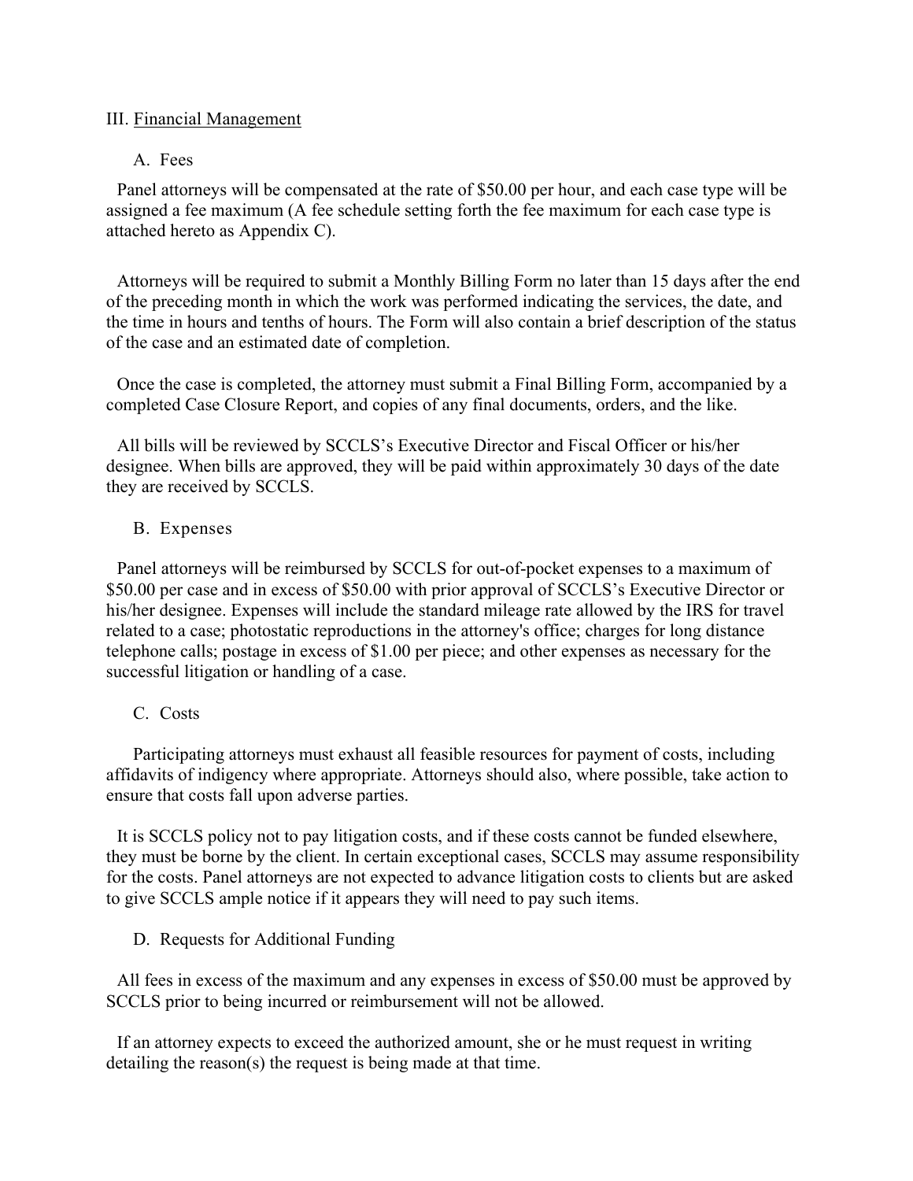## III. Financial Management

### A. Fees

Panel attorneys will be compensated at the rate of $50.00 per hour, and each case type will be assigned a fee maximum (A fee schedule setting forth the fee maximum for each case type is attached hereto as Appendix C).

Attorneys will be required to submit a Monthly Billing Form no later than 15 days after the end of the preceding month in which the work was performed indicating the services, the date, and the time in hours and tenths of hours. The Form will also contain a brief description of the status of the case and an estimated date of completion.

Once the case is completed, the attorney must submit a Final Billing Form, accompanied by a completed Case Closure Report, and copies of any final documents, orders, and the like.

All bills will be reviewed by SCCLS's Executive Director and Fiscal Officer or his/her designee. When bills are approved, they will be paid within approximately 30 days of the date they are received by SCCLS.

### B. Expenses

Panel attorneys will be reimbursed by SCCLS for out-of-pocket expenses to a maximum of $50.00 per case and in excess of $50.00 with prior approval of SCCLS's Executive Director or his/her designee. Expenses will include the standard mileage rate allowed by the IRS for travel related to a case; photostatic reproductions in the attorney's office; charges for long distance telephone calls; postage in excess of $1.00 per piece; and other expenses as necessary for the successful litigation or handling of a case.

### C. Costs

Participating attorneys must exhaust all feasible resources for payment of costs, including affidavits of indigency where appropriate. Attorneys should also, where possible, take action to ensure that costs fall upon adverse parties.

It is SCCLS policy not to pay litigation costs, and if these costs cannot be funded elsewhere, they must be borne by the client. In certain exceptional cases, SCCLS may assume responsibility for the costs. Panel attorneys are not expected to advance litigation costs to clients but are asked to give SCCLS ample notice if it appears they will need to pay such items.

### D. Requests for Additional Funding

All fees in excess of the maximum and any expenses in excess of $50.00 must be approved by SCCLS prior to being incurred or reimbursement will not be allowed.

If an attorney expects to exceed the authorized amount, she or he must request in writing detailing the reason(s) the request is being made at that time.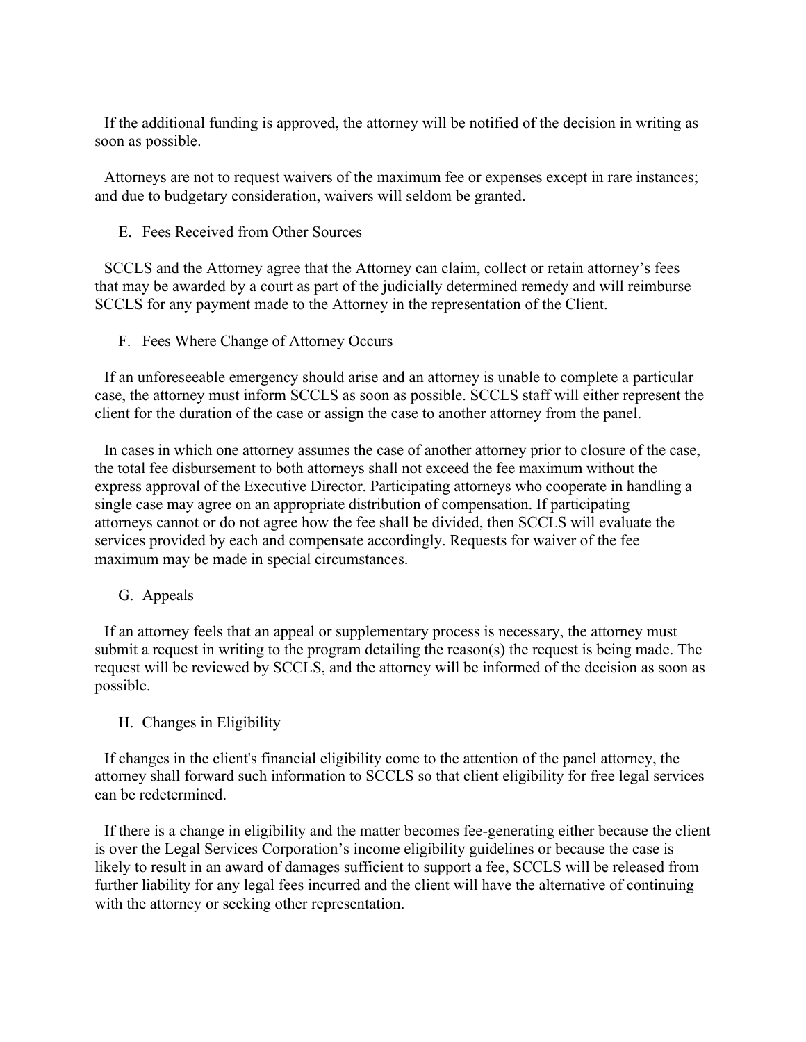If the additional funding is approved, the attorney will be notified of the decision in writing as soon as possible.

Attorneys are not to request waivers of the maximum fee or expenses except in rare instances; and due to budgetary consideration, waivers will seldom be granted.

### E. Fees Received from Other Sources

SCCLS and the Attorney agree that the Attorney can claim, collect or retain attorney's fees that may be awarded by a court as part of the judicially determined remedy and will reimburse SCCLS for any payment made to the Attorney in the representation of the Client.

### F. Fees Where Change of Attorney Occurs

If an unforeseeable emergency should arise and an attorney is unable to complete a particular case, the attorney must inform SCCLS as soon as possible. SCCLS staff will either represent the client for the duration of the case or assign the case to another attorney from the panel.

In cases in which one attorney assumes the case of another attorney prior to closure of the case, the total fee disbursement to both attorneys shall not exceed the fee maximum without the express approval of the Executive Director. Participating attorneys who cooperate in handling a single case may agree on an appropriate distribution of compensation. If participating attorneys cannot or do not agree how the fee shall be divided, then SCCLS will evaluate the services provided by each and compensate accordingly. Requests for waiver of the fee maximum may be made in special circumstances.

### G. Appeals

If an attorney feels that an appeal or supplementary process is necessary, the attorney must submit a request in writing to the program detailing the reason(s) the request is being made. The request will be reviewed by SCCLS, and the attorney will be informed of the decision as soon as possible.

### H. Changes in Eligibility

If changes in the client's financial eligibility come to the attention of the panel attorney, the attorney shall forward such information to SCCLS so that client eligibility for free legal services can be redetermined.

If there is a change in eligibility and the matter becomes fee-generating either because the client is over the Legal Services Corporation's income eligibility guidelines or because the case is likely to result in an award of damages sufficient to support a fee, SCCLS will be released from further liability for any legal fees incurred and the client will have the alternative of continuing with the attorney or seeking other representation.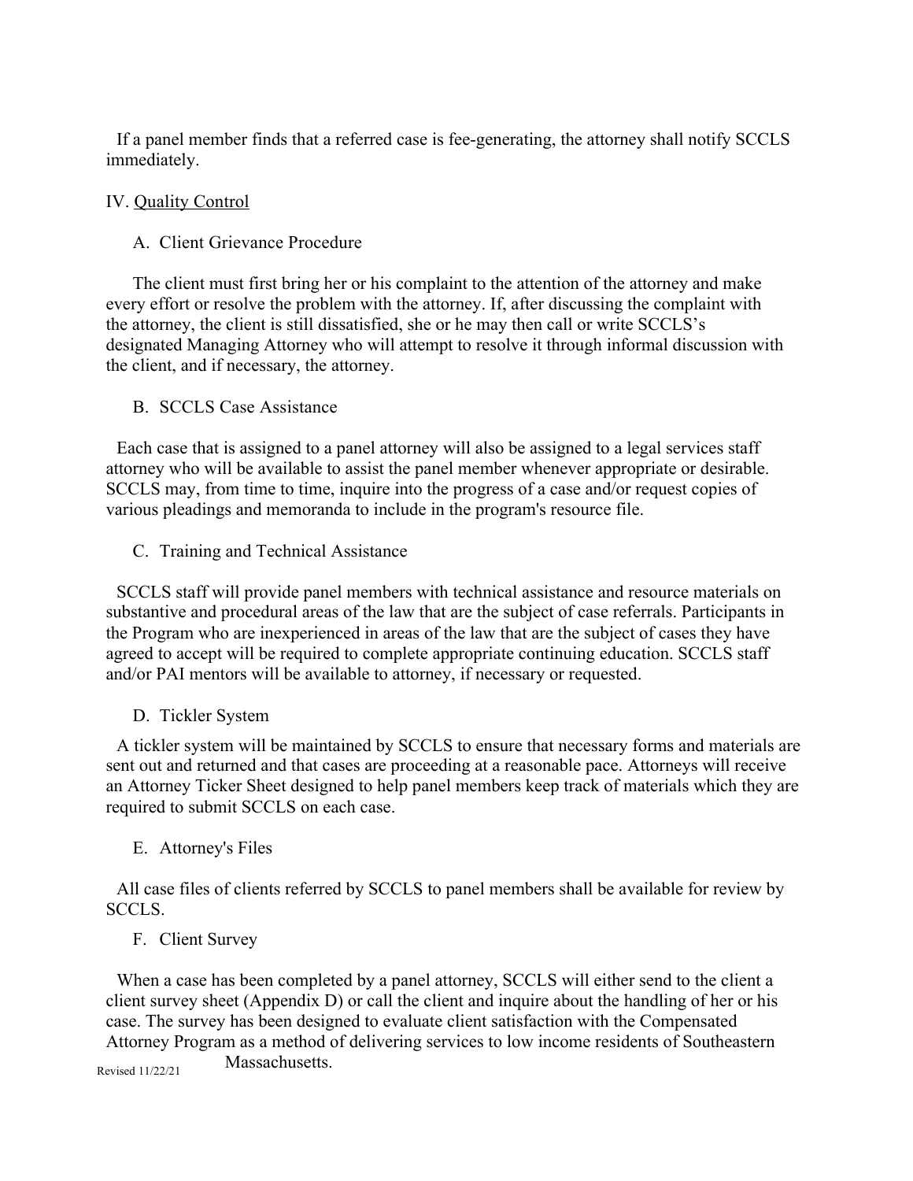If a panel member finds that a referred case is fee-generating, the attorney shall notify SCCLS immediately.

## IV. Quality Control

### A. Client Grievance Procedure

The client must first bring her or his complaint to the attention of the attorney and make every effort or resolve the problem with the attorney. If, after discussing the complaint with the attorney, the client is still dissatisfied, she or he may then call or write SCCLS's designated Managing Attorney who will attempt to resolve it through informal discussion with the client, and if necessary, the attorney.

### B. SCCLS Case Assistance

Each case that is assigned to a panel attorney will also be assigned to a legal services staff attorney who will be available to assist the panel member whenever appropriate or desirable. SCCLS may, from time to time, inquire into the progress of a case and/or request copies of various pleadings and memoranda to include in the program's resource file.

### C. Training and Technical Assistance

SCCLS staff will provide panel members with technical assistance and resource materials on substantive and procedural areas of the law that are the subject of case referrals. Participants in the Program who are inexperienced in areas of the law that are the subject of cases they have agreed to accept will be required to complete appropriate continuing education. SCCLS staff and/or PAI mentors will be available to attorney, if necessary or requested.

### D. Tickler System

A tickler system will be maintained by SCCLS to ensure that necessary forms and materials are sent out and returned and that cases are proceeding at a reasonable pace. Attorneys will receive an Attorney Ticker Sheet designed to help panel members keep track of materials which they are required to submit SCCLS on each case.

### E. Attorney's Files

All case files of clients referred by SCCLS to panel members shall be available for review by SCCLS.

### F. Client Survey

When a case has been completed by a panel attorney, SCCLS will either send to the client a client survey sheet (Appendix D) or call the client and inquire about the handling of her or his case. The survey has been designed to evaluate client satisfaction with the Compensated Attorney Program as a method of delivering services to low income residents of Southeastern Massachusetts.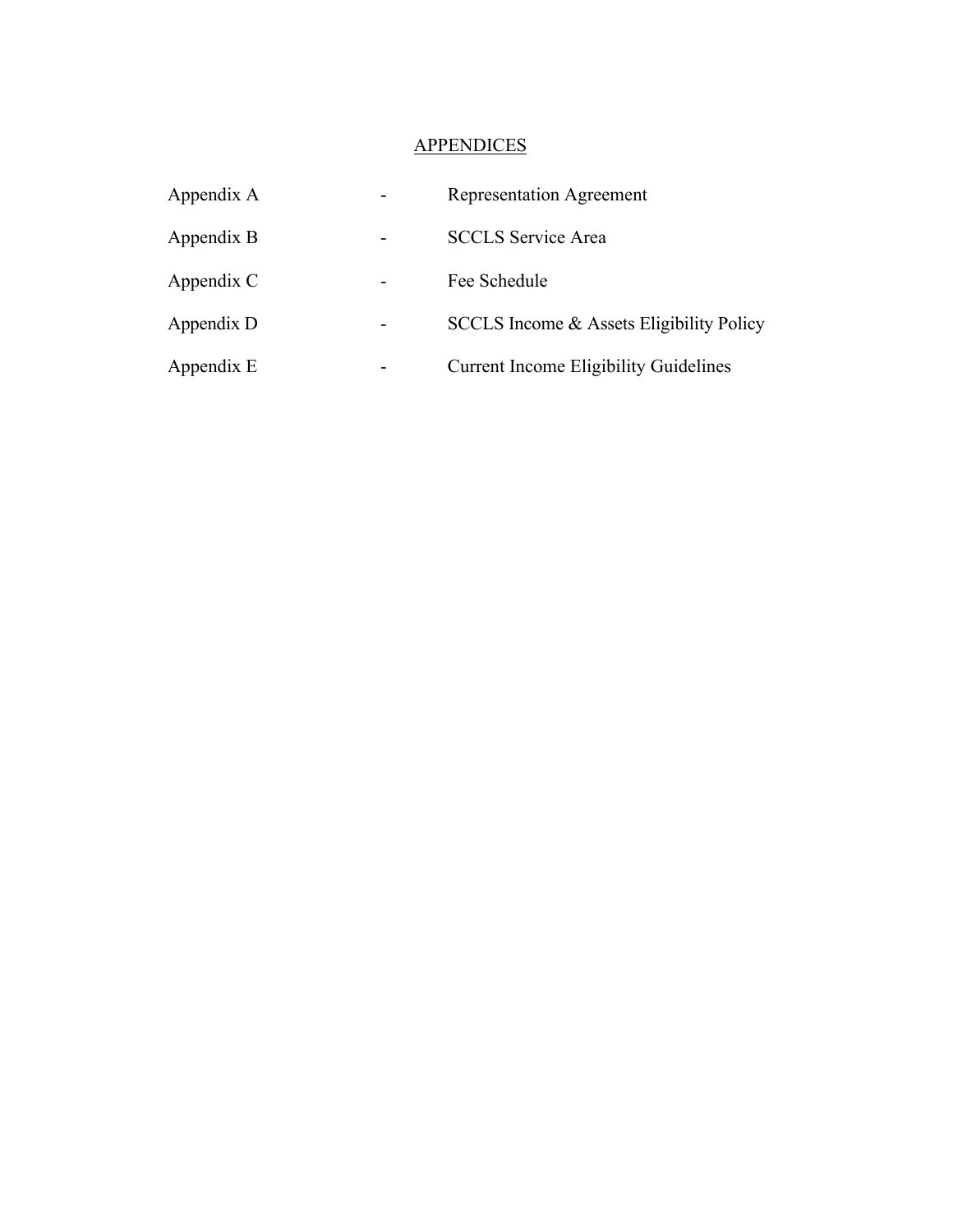## APPENDICES

| | | |
|---|---|---|
| Appendix A | - | Representation Agreement |
| Appendix B | - | SCCLS Service Area |
| Appendix C | - | Fee Schedule |
| Appendix D | - | SCCLS Income & Assets Eligibility Policy |
| Appendix E | - | Current Income Eligibility Guidelines |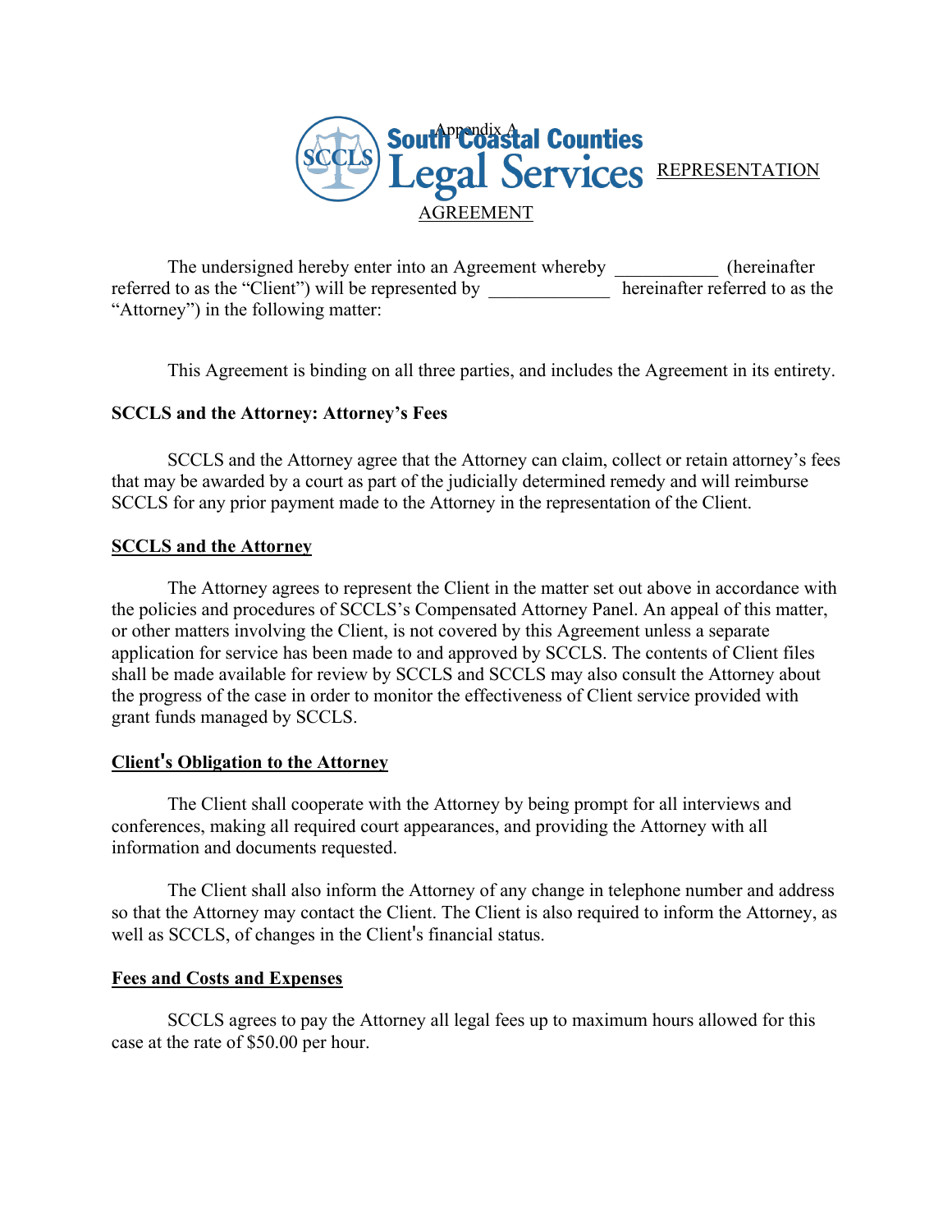Appendix A

South Coastal Counties Legal Services

REPRESENTATION AGREEMENT

The undersigned hereby enter into an Agreement whereby ___________ (hereinafter referred to as the "Client") will be represented by _____________ hereinafter referred to as the "Attorney") in the following matter:

This Agreement is binding on all three parties, and includes the Agreement in its entirety.

**SCCLS and the Attorney: Attorney's Fees**

SCCLS and the Attorney agree that the Attorney can claim, collect or retain attorney's fees that may be awarded by a court as part of the judicially determined remedy and will reimburse SCCLS for any prior payment made to the Attorney in the representation of the Client.

**SCCLS and the Attorney**

The Attorney agrees to represent the Client in the matter set out above in accordance with the policies and procedures of SCCLS's Compensated Attorney Panel. An appeal of this matter, or other matters involving the Client, is not covered by this Agreement unless a separate application for service has been made to and approved by SCCLS. The contents of Client files shall be made available for review by SCCLS and SCCLS may also consult the Attorney about the progress of the case in order to monitor the effectiveness of Client service provided with grant funds managed by SCCLS.

**Client's Obligation to the Attorney**

The Client shall cooperate with the Attorney by being prompt for all interviews and conferences, making all required court appearances, and providing the Attorney with all information and documents requested.

The Client shall also inform the Attorney of any change in telephone number and address so that the Attorney may contact the Client. The Client is also required to inform the Attorney, as well as SCCLS, of changes in the Client's financial status.

**Fees and Costs and Expenses**

SCCLS agrees to pay the Attorney all legal fees up to maximum hours allowed for this case at the rate of $50.00 per hour.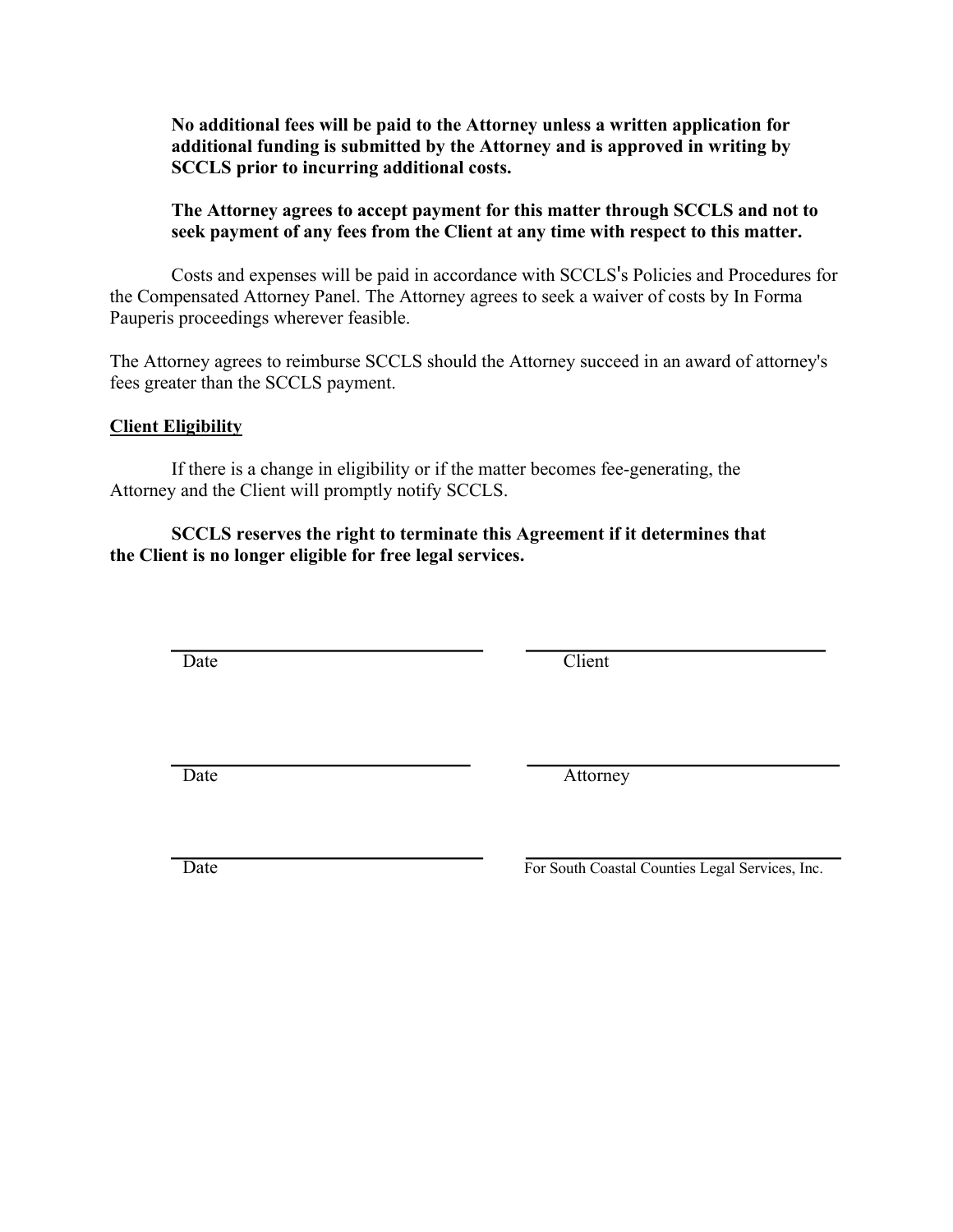**No additional fees will be paid to the Attorney unless a written application for additional funding is submitted by the Attorney and is approved in writing by SCCLS prior to incurring additional costs.**

**The Attorney agrees to accept payment for this matter through SCCLS and not to seek payment of any fees from the Client at any time with respect to this matter.**

Costs and expenses will be paid in accordance with SCCLS's Policies and Procedures for the Compensated Attorney Panel. The Attorney agrees to seek a waiver of costs by In Forma Pauperis proceedings wherever feasible.

The Attorney agrees to reimburse SCCLS should the Attorney succeed in an award of attorney's fees greater than the SCCLS payment.

**Client Eligibility**

If there is a change in eligibility or if the matter becomes fee-generating, the Attorney and the Client will promptly notify SCCLS.

**SCCLS reserves the right to terminate this Agreement if it determines that the Client is no longer eligible for free legal services.**

\_\_\_\_\_\_\_\_\_\_\_\_\_\_\_\_\_\_\_\_\_\_\_\_\_\_\_\_\_\_ \_\_\_\_\_\_\_\_\_\_\_\_\_\_\_\_\_\_\_\_\_\_\_\_\_\_\_\_\_\_
Date Client

\_\_\_\_\_\_\_\_\_\_\_\_\_\_\_\_\_\_\_\_\_\_\_\_\_\_\_\_\_\_ \_\_\_\_\_\_\_\_\_\_\_\_\_\_\_\_\_\_\_\_\_\_\_\_\_\_\_\_\_\_
Date Attorney

\_\_\_\_\_\_\_\_\_\_\_\_\_\_\_\_\_\_\_\_\_\_\_\_\_\_\_\_\_\_ \_\_\_\_\_\_\_\_\_\_\_\_\_\_\_\_\_\_\_\_\_\_\_\_\_\_\_\_\_\_
Date For South Coastal Counties Legal Services, Inc.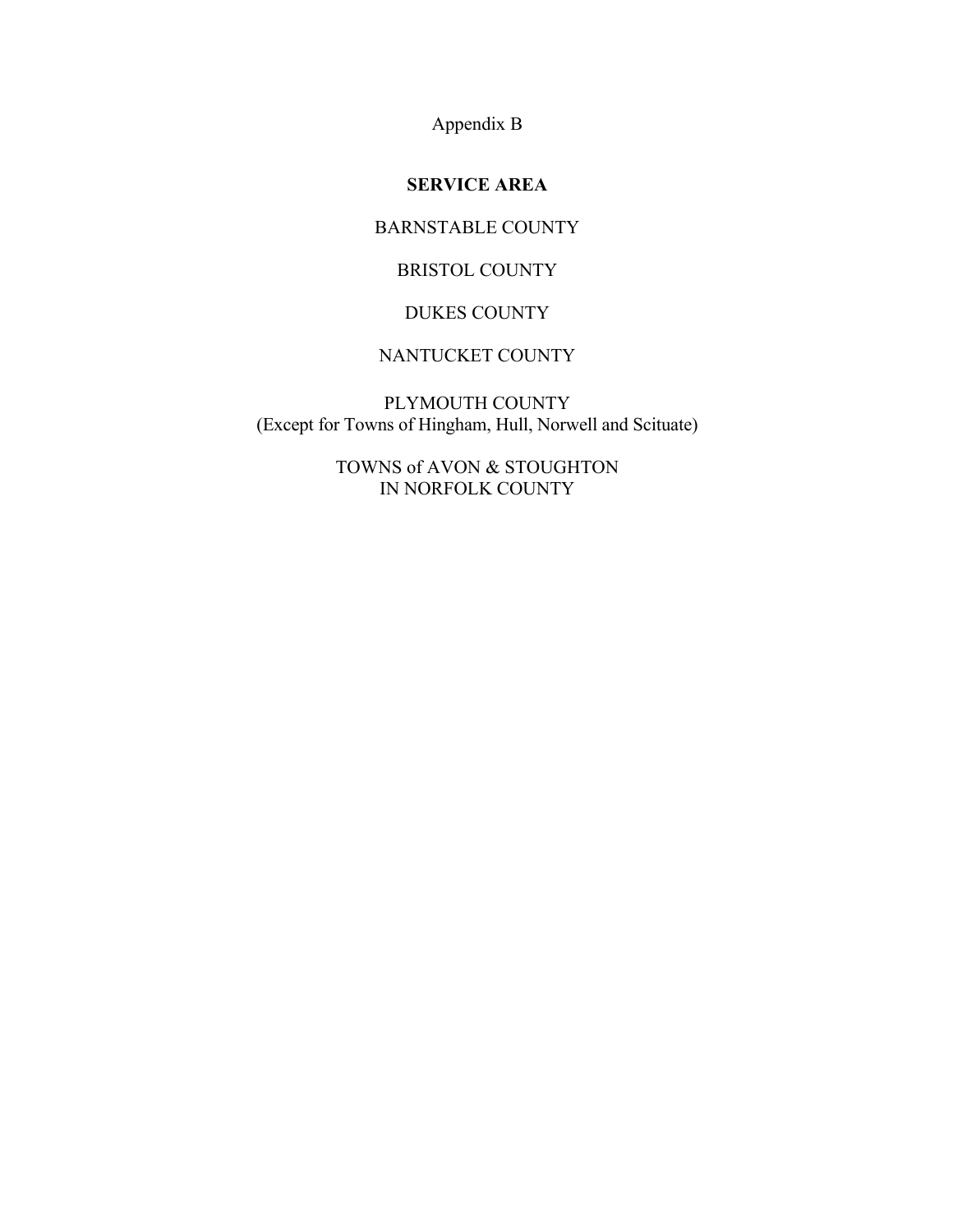Appendix B

## SERVICE AREA

BARNSTABLE COUNTY

BRISTOL COUNTY

DUKES COUNTY

NANTUCKET COUNTY

PLYMOUTH COUNTY
(Except for Towns of Hingham, Hull, Norwell and Scituate)

TOWNS of AVON & STOUGHTON
IN NORFOLK COUNTY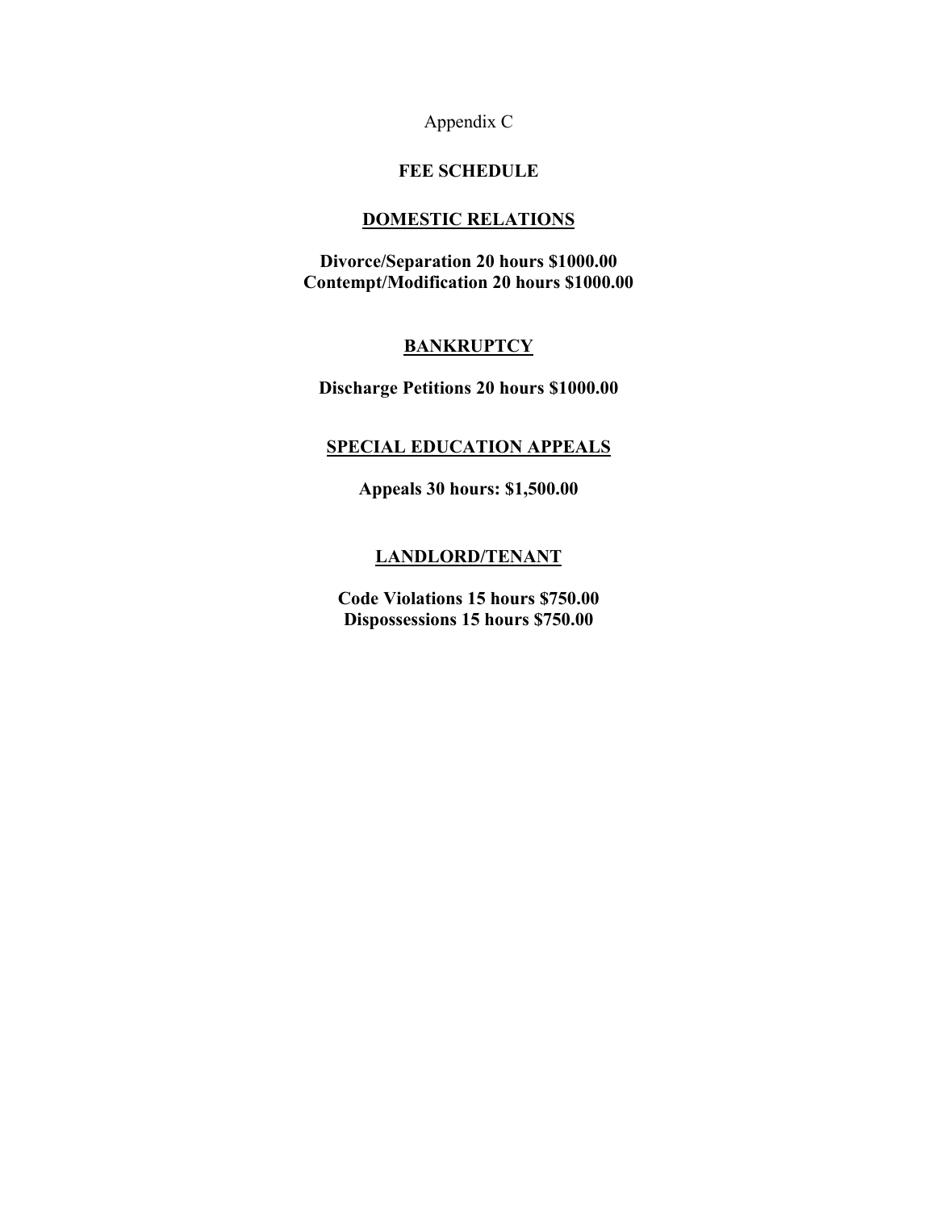Appendix C

# FEE SCHEDULE

## DOMESTIC RELATIONS

**Divorce/Separation 20 hours $1000.00**
**Contempt/Modification 20 hours $1000.00**

## BANKRUPTCY

**Discharge Petitions 20 hours $1000.00**

## SPECIAL EDUCATION APPEALS

**Appeals 30 hours: $1,500.00**

## LANDLORD/TENANT

**Code Violations 15 hours $750.00**
**Dispossessions 15 hours $750.00**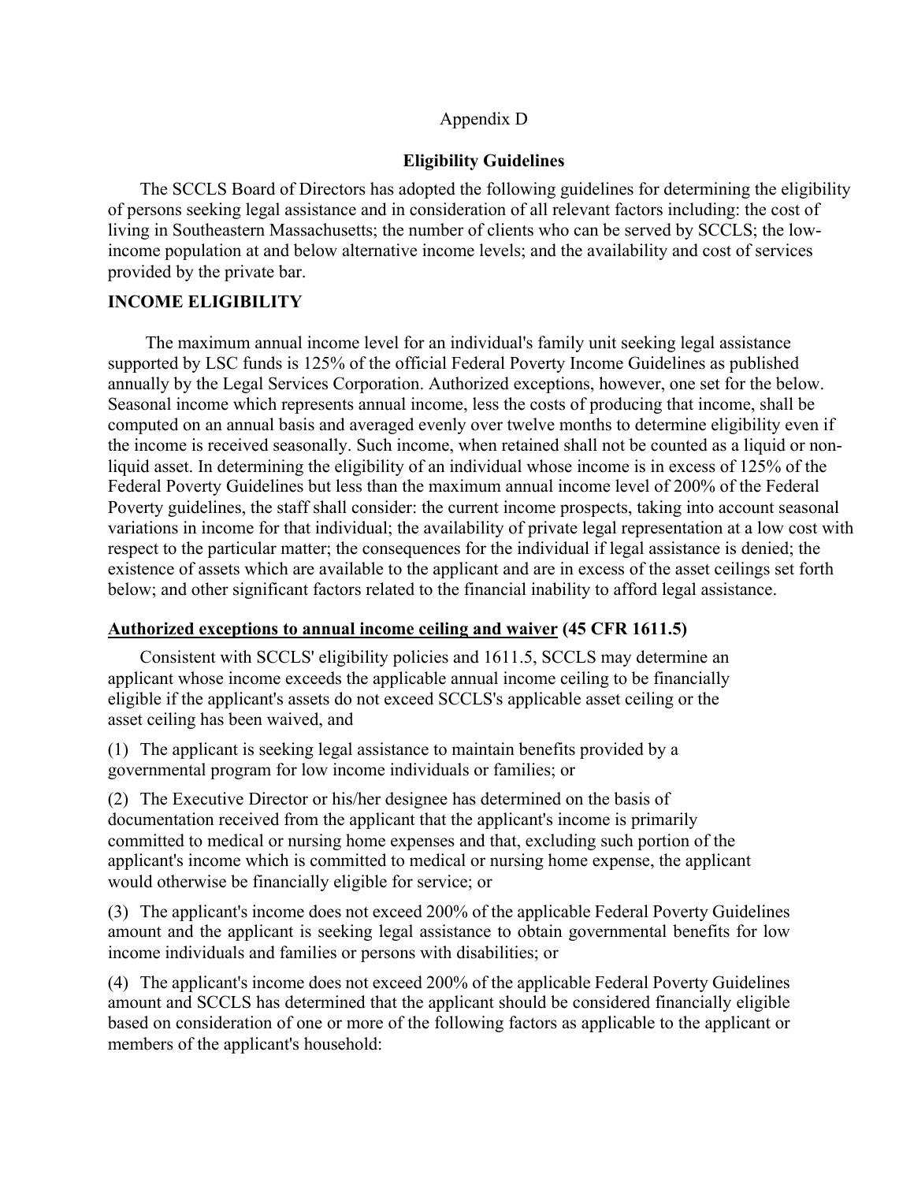Appendix D

**Eligibility Guidelines**

The SCCLS Board of Directors has adopted the following guidelines for determining the eligibility of persons seeking legal assistance and in consideration of all relevant factors including: the cost of living in Southeastern Massachusetts; the number of clients who can be served by SCCLS; the low-income population at and below alternative income levels; and the availability and cost of services provided by the private bar.

**INCOME ELIGIBILITY**

The maximum annual income level for an individual's family unit seeking legal assistance supported by LSC funds is 125% of the official Federal Poverty Income Guidelines as published annually by the Legal Services Corporation. Authorized exceptions, however, one set for the below. Seasonal income which represents annual income, less the costs of producing that income, shall be computed on an annual basis and averaged evenly over twelve months to determine eligibility even if the income is received seasonally. Such income, when retained shall not be counted as a liquid or non-liquid asset. In determining the eligibility of an individual whose income is in excess of 125% of the Federal Poverty Guidelines but less than the maximum annual income level of 200% of the Federal Poverty guidelines, the staff shall consider: the current income prospects, taking into account seasonal variations in income for that individual; the availability of private legal representation at a low cost with respect to the particular matter; the consequences for the individual if legal assistance is denied; the existence of assets which are available to the applicant and are in excess of the asset ceilings set forth below; and other significant factors related to the financial inability to afford legal assistance.

**Authorized exceptions to annual income ceiling and waiver (45 CFR 1611.5)**

Consistent with SCCLS' eligibility policies and 1611.5, SCCLS may determine an applicant whose income exceeds the applicable annual income ceiling to be financially eligible if the applicant's assets do not exceed SCCLS's applicable asset ceiling or the asset ceiling has been waived, and

(1) The applicant is seeking legal assistance to maintain benefits provided by a governmental program for low income individuals or families; or

(2) The Executive Director or his/her designee has determined on the basis of documentation received from the applicant that the applicant's income is primarily committed to medical or nursing home expenses and that, excluding such portion of the applicant's income which is committed to medical or nursing home expense, the applicant would otherwise be financially eligible for service; or

(3) The applicant's income does not exceed 200% of the applicable Federal Poverty Guidelines amount and the applicant is seeking legal assistance to obtain governmental benefits for low income individuals and families or persons with disabilities; or

(4) The applicant's income does not exceed 200% of the applicable Federal Poverty Guidelines amount and SCCLS has determined that the applicant should be considered financially eligible based on consideration of one or more of the following factors as applicable to the applicant or members of the applicant's household: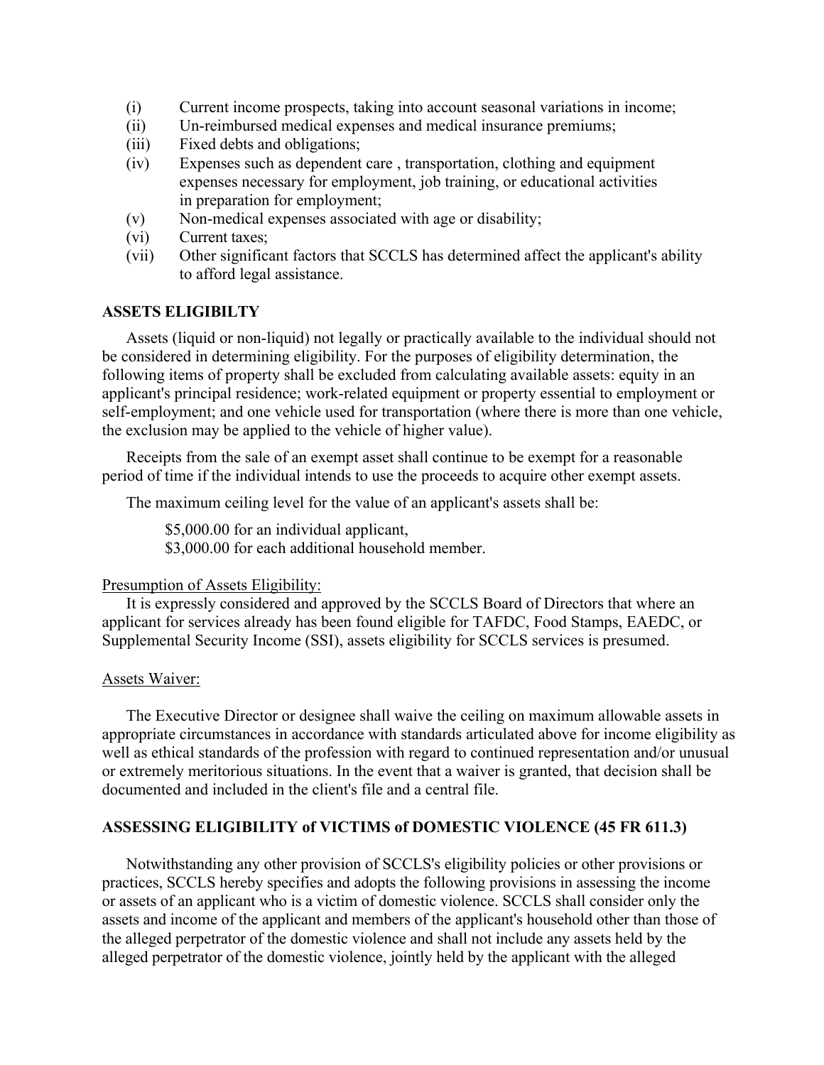(i) Current income prospects, taking into account seasonal variations in income;
(ii) Un-reimbursed medical expenses and medical insurance premiums;
(iii) Fixed debts and obligations;
(iv) Expenses such as dependent care , transportation, clothing and equipment expenses necessary for employment, job training, or educational activities in preparation for employment;
(v) Non-medical expenses associated with age or disability;
(vi) Current taxes;
(vii) Other significant factors that SCCLS has determined affect the applicant's ability to afford legal assistance.

**ASSETS ELIGIBILTY**

Assets (liquid or non-liquid) not legally or practically available to the individual should not be considered in determining eligibility. For the purposes of eligibility determination, the following items of property shall be excluded from calculating available assets: equity in an applicant's principal residence; work-related equipment or property essential to employment or self-employment; and one vehicle used for transportation (where there is more than one vehicle, the exclusion may be applied to the vehicle of higher value).

Receipts from the sale of an exempt asset shall continue to be exempt for a reasonable period of time if the individual intends to use the proceeds to acquire other exempt assets.

The maximum ceiling level for the value of an applicant's assets shall be:

$5,000.00 for an individual applicant,
$3,000.00 for each additional household member.

Presumption of Assets Eligibility:

It is expressly considered and approved by the SCCLS Board of Directors that where an applicant for services already has been found eligible for TAFDC, Food Stamps, EAEDC, or Supplemental Security Income (SSI), assets eligibility for SCCLS services is presumed.

Assets Waiver:

The Executive Director or designee shall waive the ceiling on maximum allowable assets in appropriate circumstances in accordance with standards articulated above for income eligibility as well as ethical standards of the profession with regard to continued representation and/or unusual or extremely meritorious situations. In the event that a waiver is granted, that decision shall be documented and included in the client's file and a central file.

**ASSESSING ELIGIBILITY of VICTIMS of DOMESTIC VIOLENCE (45 FR 611.3)**

Notwithstanding any other provision of SCCLS's eligibility policies or other provisions or practices, SCCLS hereby specifies and adopts the following provisions in assessing the income or assets of an applicant who is a victim of domestic violence. SCCLS shall consider only the assets and income of the applicant and members of the applicant's household other than those of the alleged perpetrator of the domestic violence and shall not include any assets held by the alleged perpetrator of the domestic violence, jointly held by the applicant with the alleged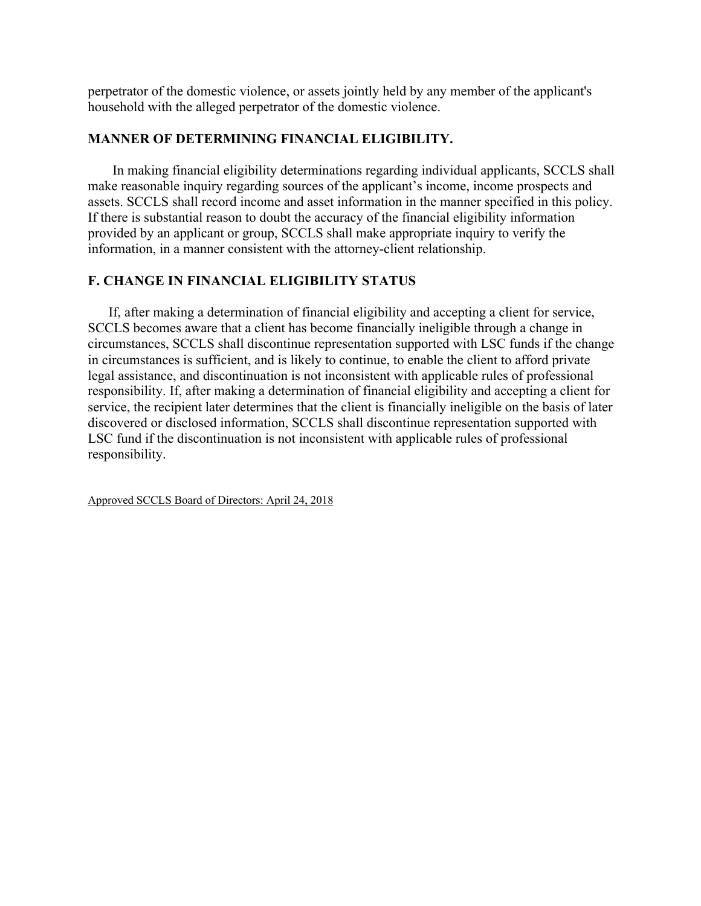perpetrator of the domestic violence, or assets jointly held by any member of the applicant's household with the alleged perpetrator of the domestic violence.

## MANNER OF DETERMINING FINANCIAL ELIGIBILITY.

In making financial eligibility determinations regarding individual applicants, SCCLS shall make reasonable inquiry regarding sources of the applicant's income, income prospects and assets. SCCLS shall record income and asset information in the manner specified in this policy. If there is substantial reason to doubt the accuracy of the financial eligibility information provided by an applicant or group, SCCLS shall make appropriate inquiry to verify the information, in a manner consistent with the attorney-client relationship.

## F. CHANGE IN FINANCIAL ELIGIBILITY STATUS

If, after making a determination of financial eligibility and accepting a client for service, SCCLS becomes aware that a client has become financially ineligible through a change in circumstances, SCCLS shall discontinue representation supported with LSC funds if the change in circumstances is sufficient, and is likely to continue, to enable the client to afford private legal assistance, and discontinuation is not inconsistent with applicable rules of professional responsibility. If, after making a determination of financial eligibility and accepting a client for service, the recipient later determines that the client is financially ineligible on the basis of later discovered or disclosed information, SCCLS shall discontinue representation supported with LSC fund if the discontinuation is not inconsistent with applicable rules of professional responsibility.

Approved SCCLS Board of Directors: April 24, 2018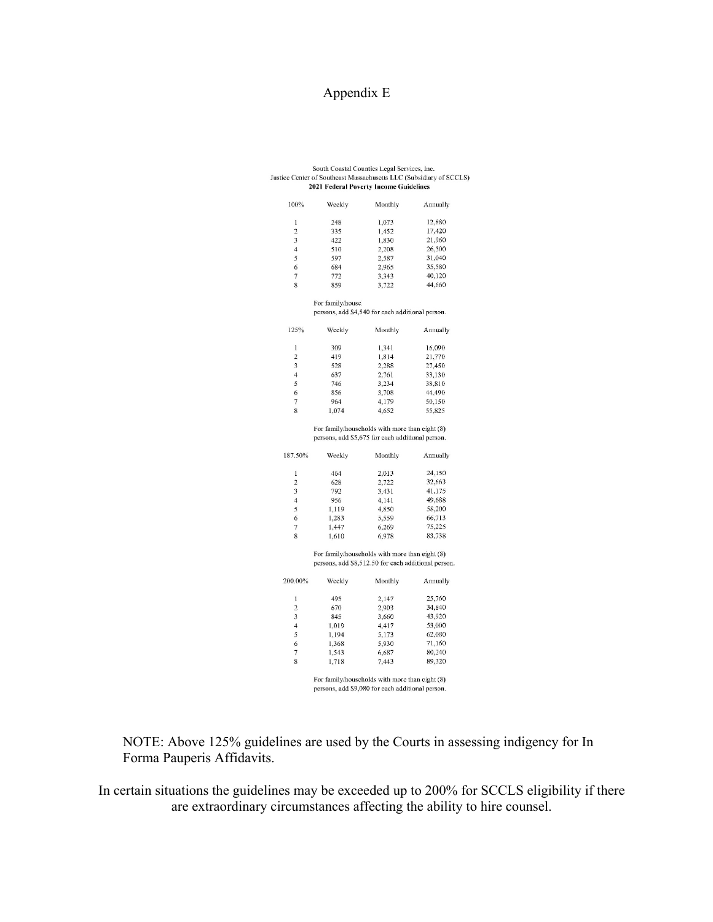# Appendix E

South Coastal Counties Legal Services, Inc.
Justice Center of Southeast Massachusetts LLC (Subsidiary of SCCLS)
**2021 Federal Poverty Income Guidelines**

| 100% | Weekly | Monthly | Annually |
|---|---|---|---|
| 1 | 248 | 1,073 | 12,880 |
| 2 | 335 | 1,452 | 17,420 |
| 3 | 422 | 1,830 | 21,960 |
| 4 | 510 | 2,208 | 26,500 |
| 5 | 597 | 2,587 | 31,040 |
| 6 | 684 | 2,965 | 35,580 |
| 7 | 772 | 3,343 | 40,120 |
| 8 | 859 | 3,722 | 44,660 |

For family/house
persons, add $4,540 for each additional person.

| 125% | Weekly | Monthly | Annually |
|---|---|---|---|
| 1 | 309 | 1,341 | 16,090 |
| 2 | 419 | 1,814 | 21,770 |
| 3 | 528 | 2,288 | 27,450 |
| 4 | 637 | 2,761 | 33,130 |
| 5 | 746 | 3,234 | 38,810 |
| 6 | 856 | 3,708 | 44,490 |
| 7 | 964 | 4,179 | 50,150 |
| 8 | 1,074 | 4,652 | 55,825 |

For family/households with more than eight (8) persons, add $5,675 for each additional person.

| 187.50% | Weekly | Monthly | Annually |
|---|---|---|---|
| 1 | 464 | 2,013 | 24,150 |
| 2 | 628 | 2,722 | 32,663 |
| 3 | 792 | 3,431 | 41,175 |
| 4 | 956 | 4,141 | 49,688 |
| 5 | 1,119 | 4,850 | 58,200 |
| 6 | 1,283 | 5,559 | 66,713 |
| 7 | 1,447 | 6,269 | 75,225 |
| 8 | 1,610 | 6,978 | 83,738 |

For family/households with more than eight (8) persons, add $8,512.50 for each additional person.

| 200.00% | Weekly | Monthly | Annually |
|---|---|---|---|
| 1 | 495 | 2,147 | 25,760 |
| 2 | 670 | 2,903 | 34,840 |
| 3 | 845 | 3,660 | 43,920 |
| 4 | 1,019 | 4,417 | 53,000 |
| 5 | 1,194 | 5,173 | 62,080 |
| 6 | 1,368 | 5,930 | 71,160 |
| 7 | 1,543 | 6,687 | 80,240 |
| 8 | 1,718 | 7,443 | 89,320 |

For family/households with more than eight (8) persons, add $9,080 for each additional person.

NOTE: Above 125% guidelines are used by the Courts in assessing indigency for In Forma Pauperis Affidavits.

In certain situations the guidelines may be exceeded up to 200% for SCCLS eligibility if there are extraordinary circumstances affecting the ability to hire counsel.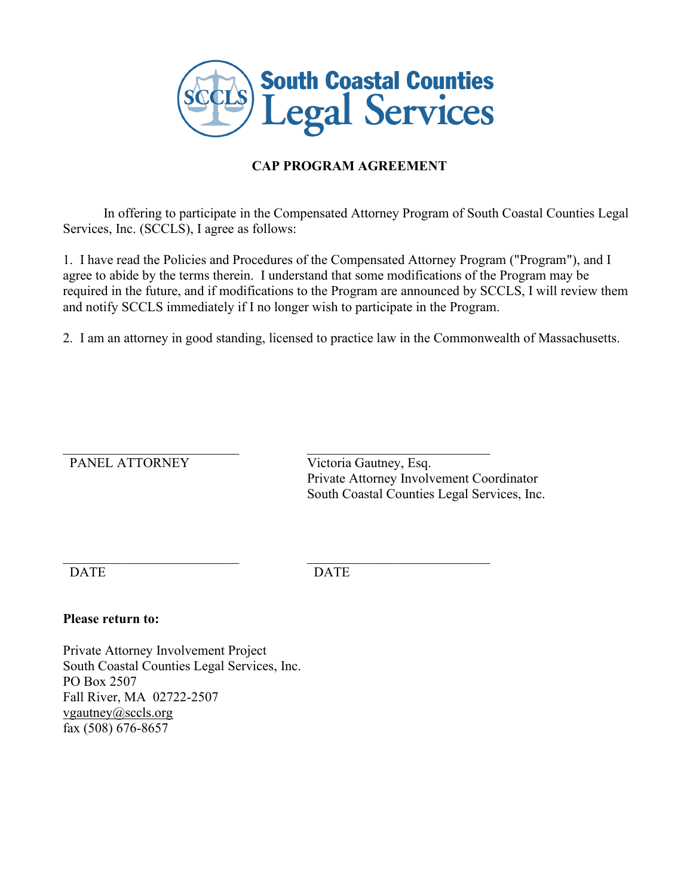South Coastal Counties
Legal Services

## CAP PROGRAM AGREEMENT

In offering to participate in the Compensated Attorney Program of South Coastal Counties Legal Services, Inc. (SCCLS), I agree as follows:

1. I have read the Policies and Procedures of the Compensated Attorney Program ("Program"), and I agree to abide by the terms therein. I understand that some modifications of the Program may be required in the future, and if modifications to the Program are announced by SCCLS, I will review them and notify SCCLS immediately if I no longer wish to participate in the Program.

2. I am an attorney in good standing, licensed to practice law in the Commonwealth of Massachusetts.

\_\_\_\_\_\_\_\_\_\_\_\_\_\_\_\_\_\_\_\_\_\_\_\_\_\_
PANEL ATTORNEY

\_\_\_\_\_\_\_\_\_\_\_\_\_\_\_\_\_\_\_\_\_\_\_\_\_\_
Victoria Gautney, Esq.
Private Attorney Involvement Coordinator
South Coastal Counties Legal Services, Inc.

\_\_\_\_\_\_\_\_\_\_\_\_\_\_\_\_\_\_\_\_\_\_\_\_\_\_
DATE

\_\_\_\_\_\_\_\_\_\_\_\_\_\_\_\_\_\_\_\_\_\_\_\_\_\_
DATE

**Please return to:**

Private Attorney Involvement Project
South Coastal Counties Legal Services, Inc.
PO Box 2507
Fall River, MA 02722-2507
vgautney@sccls.org
fax (508) 676-8657